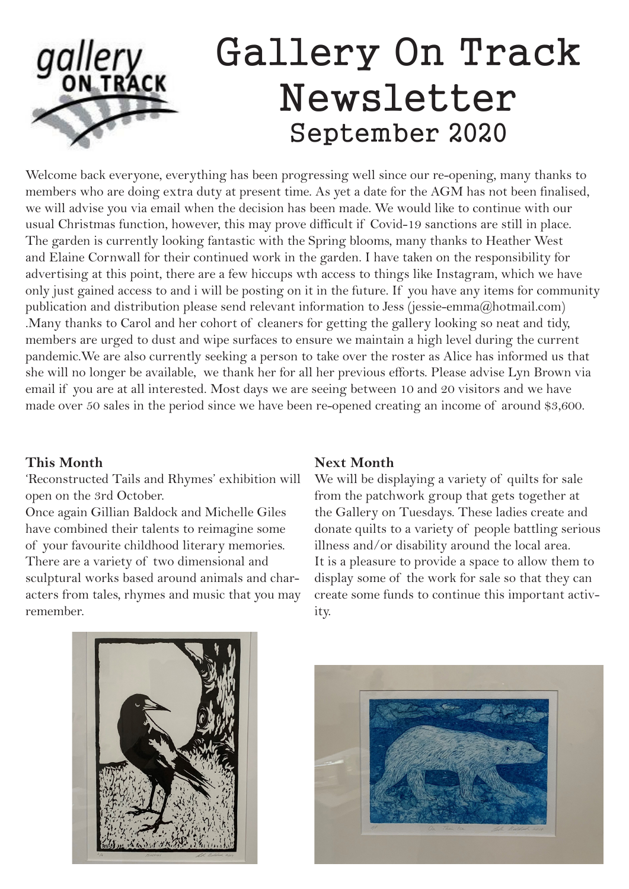# Gallery On Track Newsletter

## September 2020

Welcome back everyone, everything has been progressing well since our re-opening, many thanks to members who are doing extra duty at present time. As yet a date for the AGM has not been finalised, we will advise you via email when the decision has been made. We would like to continue with our usual Christmas function, however, this may prove difficult if Covid-19 sanctions are still in place. The garden is currently looking fantastic with the Spring blooms, many thanks to Heather West and Elaine Cornwall for their continued work in the garden. I have taken on the responsibility for advertising at this point, there are a few hiccups wth access to things like Instagram, which we have only just gained access to and i will be posting on it in the future. If you have any items for community publication and distribution please send relevant information to Jess (jessie-emma@hotmail.com) .Many thanks to Carol and her cohort of cleaners for getting the gallery looking so neat and tidy, members are urged to dust and wipe surfaces to ensure we maintain a high level during the current pandemic.We are also currently seeking a person to take over the roster as Alice has informed us that she will no longer be available, we thank her for all her previous efforts. Please advise Lyn Brown via email if you are at all interested. Most days we are seeing between 10 and 20 visitors and we have made over 50 sales in the period since we have been re-opened creating an income of around $3,600.

**This Month**

'Reconstructed Tails and Rhymes' exhibition will open on the 3rd October.
Once again Gillian Baldock and Michelle Giles have combined their talents to reimagine some of your favourite childhood literary memories. There are a variety of two dimensional and sculptural works based around animals and characters from tales, rhymes and music that you may remember.

**Next Month**

We will be displaying a variety of quilts for sale from the patchwork group that gets together at the Gallery on Tuesdays. These ladies create and donate quilts to a variety of people battling serious illness and/or disability around the local area.
It is a pleasure to provide a space to allow them to display some of the work for sale so that they can create some funds to continue this important activity.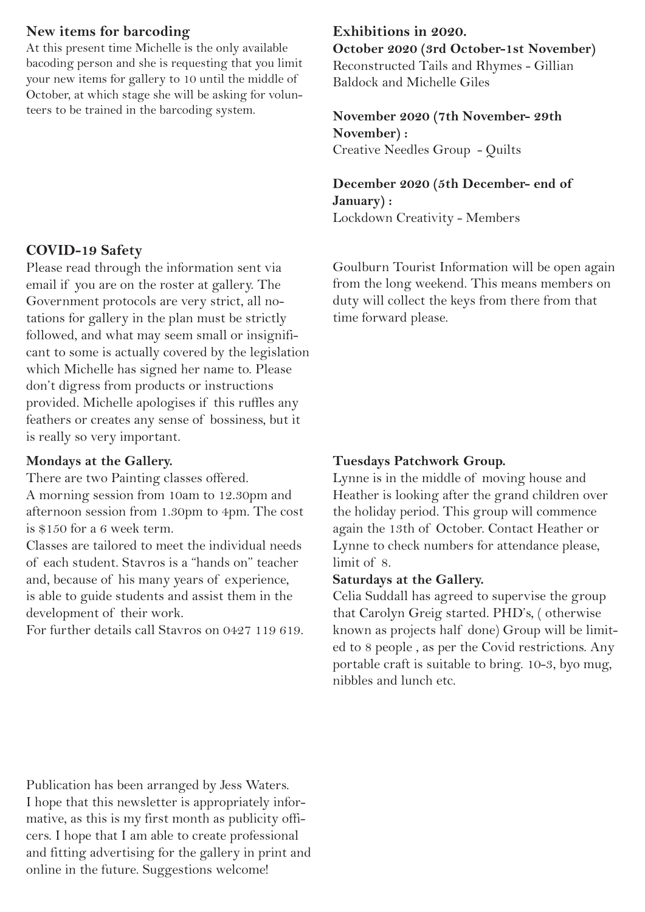## New items for barcoding

At this present time Michelle is the only available bacoding person and she is requesting that you limit your new items for gallery to 10 until the middle of October, at which stage she will be asking for volunteers to be trained in the barcoding system.

## Exhibitions in 2020.

**October 2020 (3rd October-1st November)**
Reconstructed Tails and Rhymes - Gillian Baldock and Michelle Giles

**November 2020 (7th November- 29th November) :**
Creative Needles Group - Quilts

**December 2020 (5th December- end of January) :**
Lockdown Creativity - Members

## COVID-19 Safety

Please read through the information sent via email if you are on the roster at gallery. The Government protocols are very strict, all notations for gallery in the plan must be strictly followed, and what may seem small or insignificant to some is actually covered by the legislation which Michelle has signed her name to. Please don't digress from products or instructions provided. Michelle apologises if this ruffles any feathers or creates any sense of bossiness, but it is really so very important.

Goulburn Tourist Information will be open again from the long weekend. This means members on duty will collect the keys from there from that time forward please.

## Mondays at the Gallery.

There are two Painting classes offered.
A morning session from 10am to 12.30pm and afternoon session from 1.30pm to 4pm. The cost is $150 for a 6 week term.
Classes are tailored to meet the individual needs of each student. Stavros is a "hands on" teacher and, because of his many years of experience, is able to guide students and assist them in the development of their work.
For further details call Stavros on 0427 119 619.

## Tuesdays Patchwork Group.

Lynne is in the middle of moving house and Heather is looking after the grand children over the holiday period. This group will commence again the 13th of October. Contact Heather or Lynne to check numbers for attendance please, limit of 8.

## Saturdays at the Gallery.

Celia Suddall has agreed to supervise the group that Carolyn Greig started. PHD's, ( otherwise known as projects half done) Group will be limited to 8 people , as per the Covid restrictions. Any portable craft is suitable to bring. 10-3, byo mug, nibbles and lunch etc.

Publication has been arranged by Jess Waters. I hope that this newsletter is appropriately informative, as this is my first month as publicity officers. I hope that I am able to create professional and fitting advertising for the gallery in print and online in the future. Suggestions welcome!